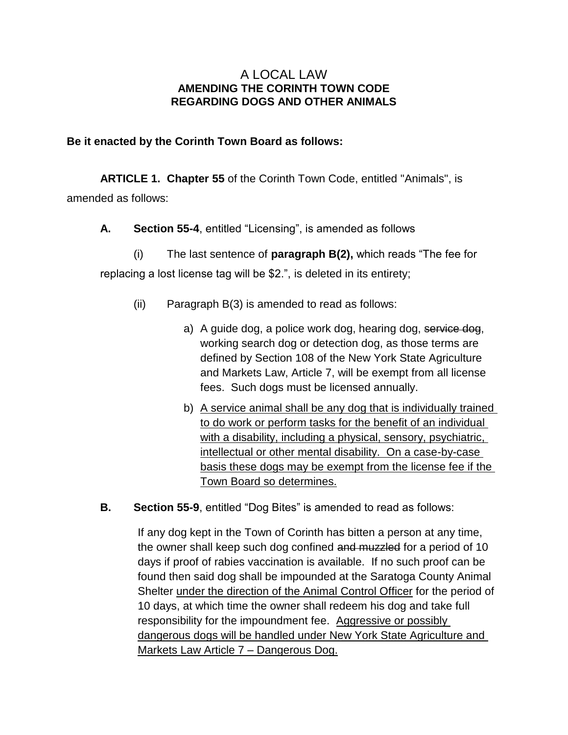# A LOCAL LAW
## AMENDING THE CORINTH TOWN CODE REGARDING DOGS AND OTHER ANIMALS

**Be it enacted by the Corinth Town Board as follows:**

**ARTICLE 1. Chapter 55** of the Corinth Town Code, entitled "Animals", is amended as follows:

**A. Section 55-4**, entitled "Licensing", is amended as follows

(i) The last sentence of **paragraph B(2),** which reads "The fee for replacing a lost license tag will be $2.", is deleted in its entirety;

(ii) Paragraph B(3) is amended to read as follows:

a) A guide dog, a police work dog, hearing dog, ~~service dog~~, working search dog or detection dog, as those terms are defined by Section 108 of the New York State Agriculture and Markets Law, Article 7, will be exempt from all license fees. Such dogs must be licensed annually.

b) <u>A service animal shall be any dog that is individually trained to do work or perform tasks for the benefit of an individual with a disability, including a physical, sensory, psychiatric, intellectual or other mental disability. On a case-by-case basis these dogs may be exempt from the license fee if the Town Board so determines.</u>

**B. Section 55-9**, entitled "Dog Bites" is amended to read as follows:

If any dog kept in the Town of Corinth has bitten a person at any time, the owner shall keep such dog confined ~~and muzzled~~ for a period of 10 days if proof of rabies vaccination is available. If no such proof can be found then said dog shall be impounded at the Saratoga County Animal Shelter <u>under the direction of the Animal Control Officer</u> for the period of 10 days, at which time the owner shall redeem his dog and take full responsibility for the impoundment fee. <u>Aggressive or possibly dangerous dogs will be handled under New York State Agriculture and Markets Law Article 7 – Dangerous Dog.</u>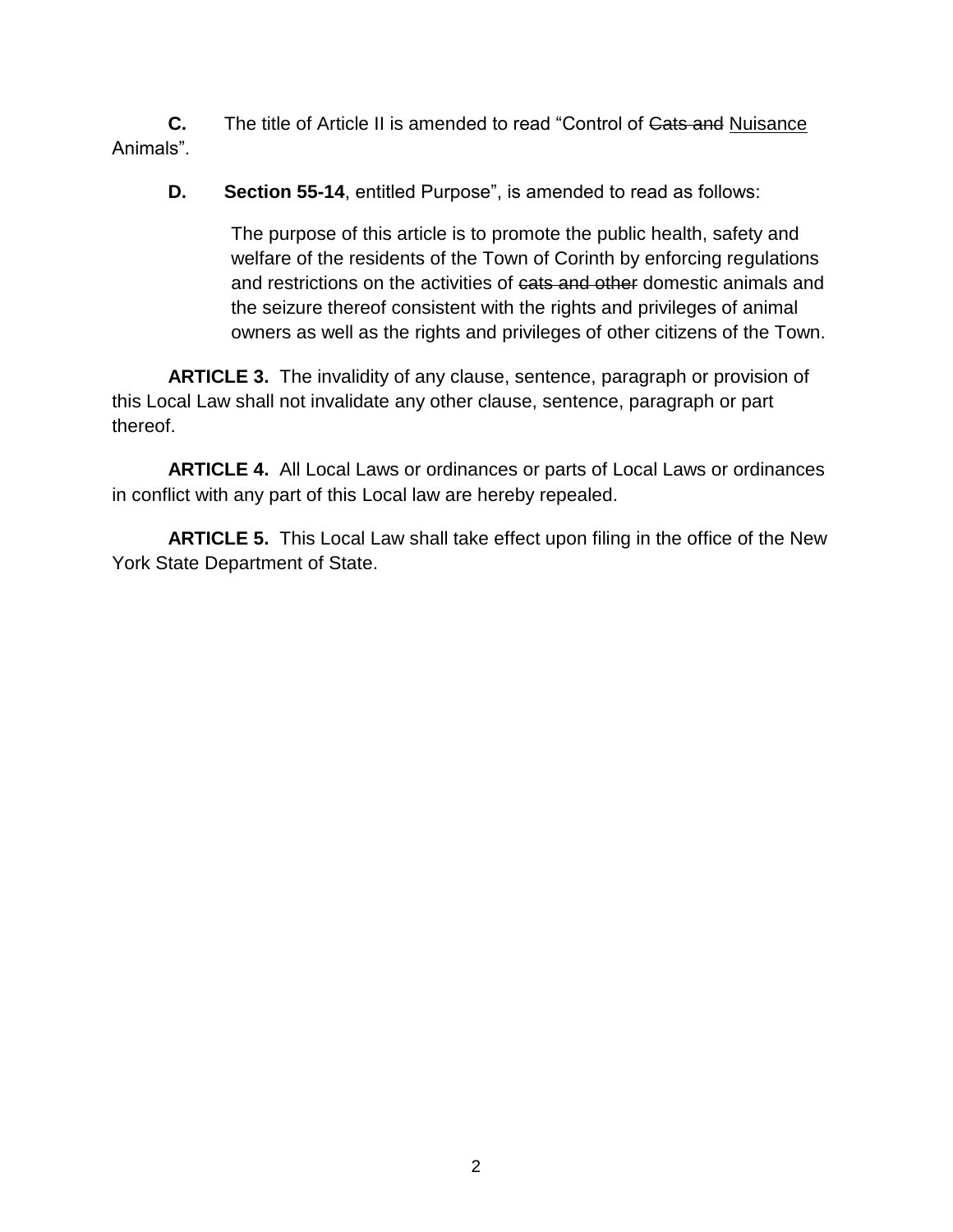**C.** The title of Article II is amended to read "Control of ~~Cats and~~ <u>Nuisance</u> Animals".

**D. Section 55-14**, entitled Purpose", is amended to read as follows:

> The purpose of this article is to promote the public health, safety and welfare of the residents of the Town of Corinth by enforcing regulations and restrictions on the activities of ~~cats and other~~ domestic animals and the seizure thereof consistent with the rights and privileges of animal owners as well as the rights and privileges of other citizens of the Town.

**ARTICLE 3.** The invalidity of any clause, sentence, paragraph or provision of this Local Law shall not invalidate any other clause, sentence, paragraph or part thereof.

**ARTICLE 4.** All Local Laws or ordinances or parts of Local Laws or ordinances in conflict with any part of this Local law are hereby repealed.

**ARTICLE 5.** This Local Law shall take effect upon filing in the office of the New York State Department of State.